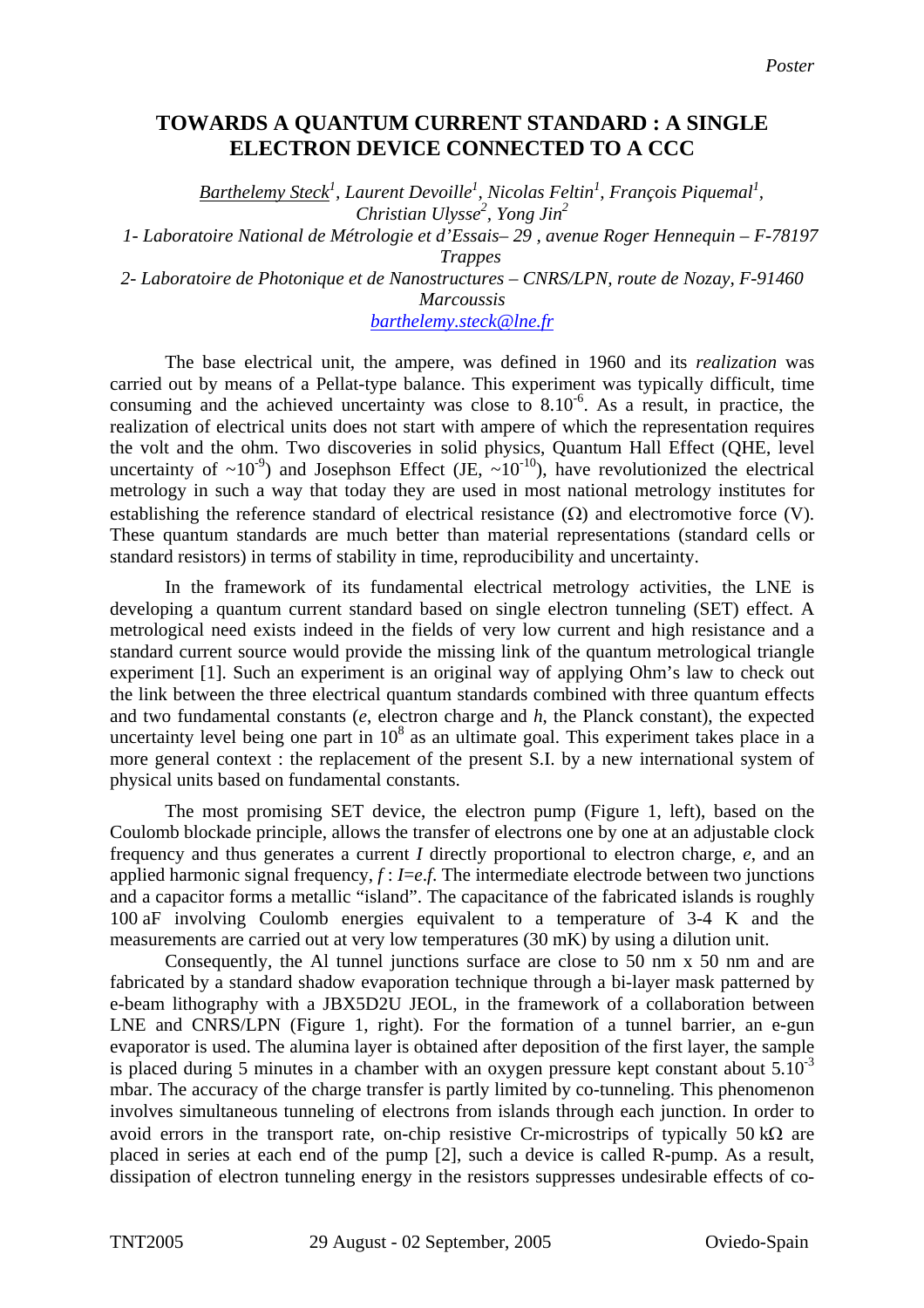# TOWARDS A QUANTUM CURRENT STANDARD : A SINGLE ELECTRON DEVICE CONNECTED TO A CCC

*Barthelemy Steck[1], Laurent Devoille[1], Nicolas Feltin[1], François Piquemal[1], Christian Ulysse[2], Yong Jin[2]*

*1- Laboratoire National de Métrologie et d'Essais– 29 , avenue Roger Hennequin – F-78197 Trappes*

*2- Laboratoire de Photonique et de Nanostructures – CNRS/LPN, route de Nozay, F-91460 Marcoussis*

barthelemy.steck@lne.fr

The base electrical unit, the ampere, was defined in 1960 and its *realization* was carried out by means of a Pellat-type balance. This experiment was typically difficult, time consuming and the achieved uncertainty was close to $8.10^{-6}$. As a result, in practice, the realization of electrical units does not start with ampere of which the representation requires the volt and the ohm. Two discoveries in solid physics, Quantum Hall Effect (QHE, level uncertainty of $\sim 10^{-9}$) and Josephson Effect (JE, $\sim 10^{-10}$), have revolutionized the electrical metrology in such a way that today they are used in most national metrology institutes for establishing the reference standard of electrical resistance (Ω) and electromotive force (V). These quantum standards are much better than material representations (standard cells or standard resistors) in terms of stability in time, reproducibility and uncertainty.

In the framework of its fundamental electrical metrology activities, the LNE is developing a quantum current standard based on single electron tunneling (SET) effect. A metrological need exists indeed in the fields of very low current and high resistance and a standard current source would provide the missing link of the quantum metrological triangle experiment [1]. Such an experiment is an original way of applying Ohm's law to check out the link between the three electrical quantum standards combined with three quantum effects and two fundamental constants (*e*, electron charge and *h*, the Planck constant), the expected uncertainty level being one part in $10^8$ as an ultimate goal. This experiment takes place in a more general context : the replacement of the present S.I. by a new international system of physical units based on fundamental constants.

The most promising SET device, the electron pump (Figure 1, left), based on the Coulomb blockade principle, allows the transfer of electrons one by one at an adjustable clock frequency and thus generates a current *I* directly proportional to electron charge, *e*, and an applied harmonic signal frequency, *f* : $I=e.f$. The intermediate electrode between two junctions and a capacitor forms a metallic "island". The capacitance of the fabricated islands is roughly 100 aF involving Coulomb energies equivalent to a temperature of 3-4 K and the measurements are carried out at very low temperatures (30 mK) by using a dilution unit.

Consequently, the Al tunnel junctions surface are close to 50 nm x 50 nm and are fabricated by a standard shadow evaporation technique through a bi-layer mask patterned by e-beam lithography with a JBX5D2U JEOL, in the framework of a collaboration between LNE and CNRS/LPN (Figure 1, right). For the formation of a tunnel barrier, an e-gun evaporator is used. The alumina layer is obtained after deposition of the first layer, the sample is placed during 5 minutes in a chamber with an oxygen pressure kept constant about $5.10^{-3}$ mbar. The accuracy of the charge transfer is partly limited by co-tunneling. This phenomenon involves simultaneous tunneling of electrons from islands through each junction. In order to avoid errors in the transport rate, on-chip resistive Cr-microstrips of typically 50 kΩ are placed in series at each end of the pump [2], such a device is called R-pump. As a result, dissipation of electron tunneling energy in the resistors suppresses undesirable effects of co-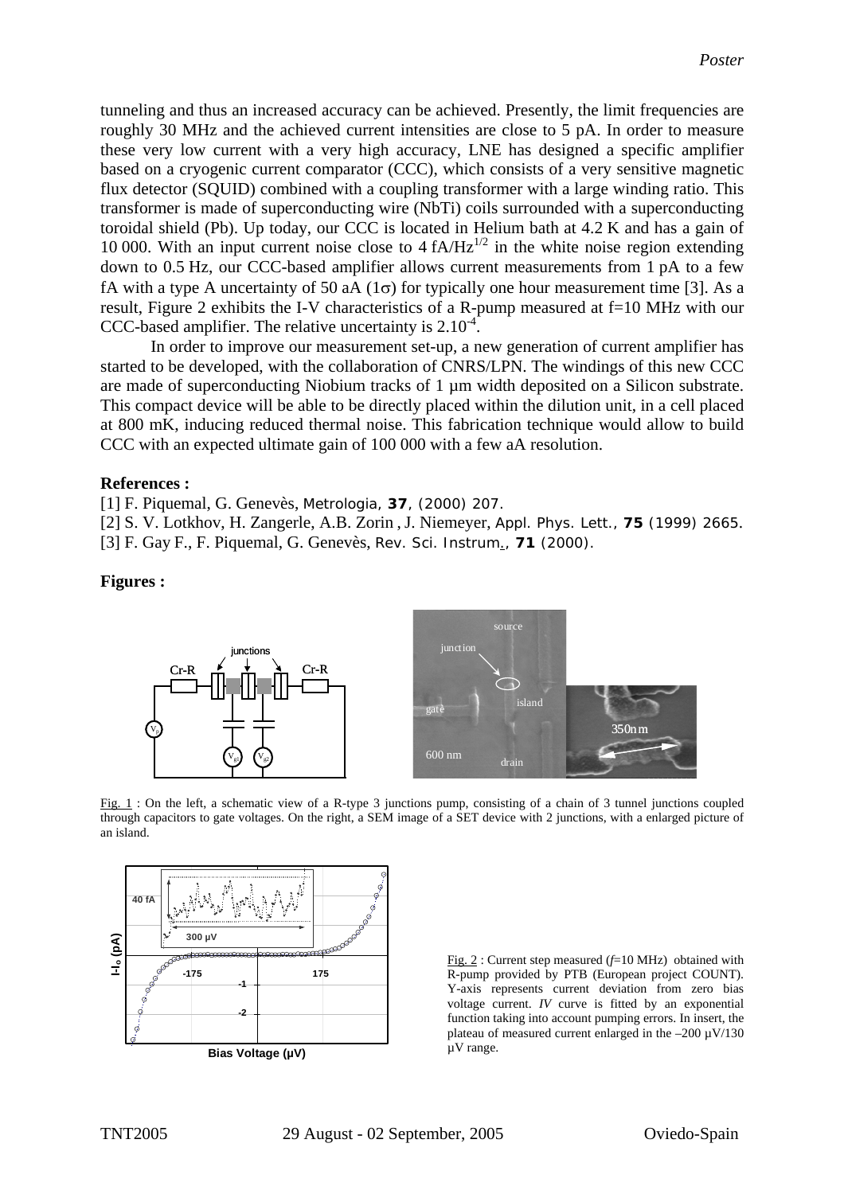tunneling and thus an increased accuracy can be achieved. Presently, the limit frequencies are roughly 30 MHz and the achieved current intensities are close to 5 pA. In order to measure these very low current with a very high accuracy, LNE has designed a specific amplifier based on a cryogenic current comparator (CCC), which consists of a very sensitive magnetic flux detector (SQUID) combined with a coupling transformer with a large winding ratio. This transformer is made of superconducting wire (NbTi) coils surrounded with a superconducting toroidal shield (Pb). Up today, our CCC is located in Helium bath at 4.2 K and has a gain of 10 000. With an input current noise close to 4 fA/Hz$^{1/2}$ in the white noise region extending down to 0.5 Hz, our CCC-based amplifier allows current measurements from 1 pA to a few fA with a type A uncertainty of 50 aA (1$\sigma$) for typically one hour measurement time [3]. As a result, Figure 2 exhibits the I-V characteristics of a R-pump measured at f=10 MHz with our CCC-based amplifier. The relative uncertainty is $2.10^{-4}$.

In order to improve our measurement set-up, a new generation of current amplifier has started to be developed, with the collaboration of CNRS/LPN. The windings of this new CCC are made of superconducting Niobium tracks of 1 µm width deposited on a Silicon substrate. This compact device will be able to be directly placed within the dilution unit, in a cell placed at 800 mK, inducing reduced thermal noise. This fabrication technique would allow to build CCC with an expected ultimate gain of 100 000 with a few aA resolution.

**References :**

[1] F. Piquemal, G. Genevès, Metrologia, **37**, (2000) 207.
[2] S. V. Lotkhov, H. Zangerle, A.B. Zorin , J. Niemeyer, Appl. Phys. Lett., **75** (1999) 2665.
[3] F. Gay F., F. Piquemal, G. Genevès, Rev. Sci. Instrum., **71** (2000).

**Figures :**

junctions
Cr-R
Cr-R
$V_b$
$V_{g1}$
$V_{g2}$

source
junction
island
gate
600 nm
drain
350nm

Fig. 1 : On the left, a schematic view of a R-type 3 junctions pump, consisting of a chain of 3 tunnel junctions coupled through capacitors to gate voltages. On the right, a SEM image of a SET device with 2 junctions, with a enlarged picture of an island.

40 fA
300 µV
$I-I_o$ (pA)
-175
175
-1
-2
Bias Voltage (µV)

Fig. 2 : Current step measured ($f$=10 MHz) obtained with R-pump provided by PTB (European project COUNT). Y-axis represents current deviation from zero bias voltage current. *IV* curve is fitted by an exponential function taking into account pumping errors. In insert, the plateau of measured current enlarged in the –200 µV/130 µV range.